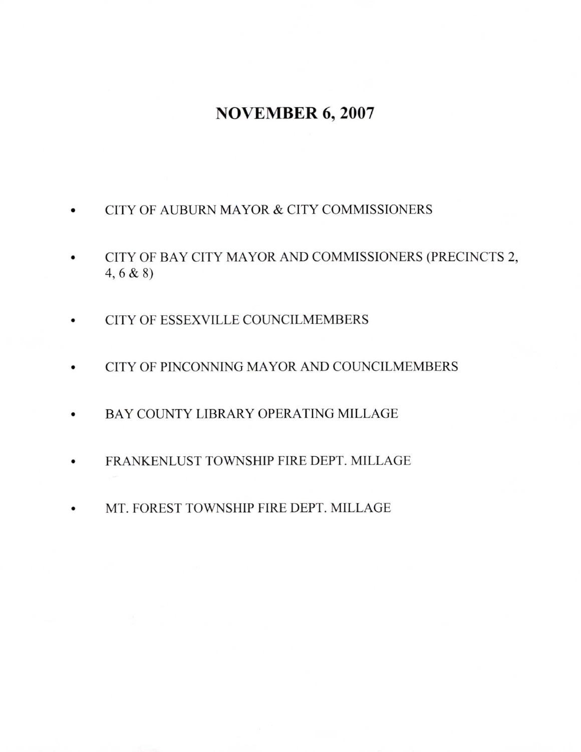# NOVEMBER 6, 2007

- CITY OF AUBURN MAYOR & CITY COMMISSIONERS
- CITY OF BAY CITY MAYOR AND COMMISSIONERS (PRECINCTS 2, 4, 6 & 8)
- CITY OF ESSEXVILLE COUNCILMEMBERS
- CITY OF PINCONNING MAYOR AND COUNCILMEMBERS
- BAY COUNTY LIBRARY OPERATING MILLAGE
- FRANKENLUST TOWNSHIP FIRE DEPT. MILLAGE
- MT. FOREST TOWNSHIP FIRE DEPT. MILLAGE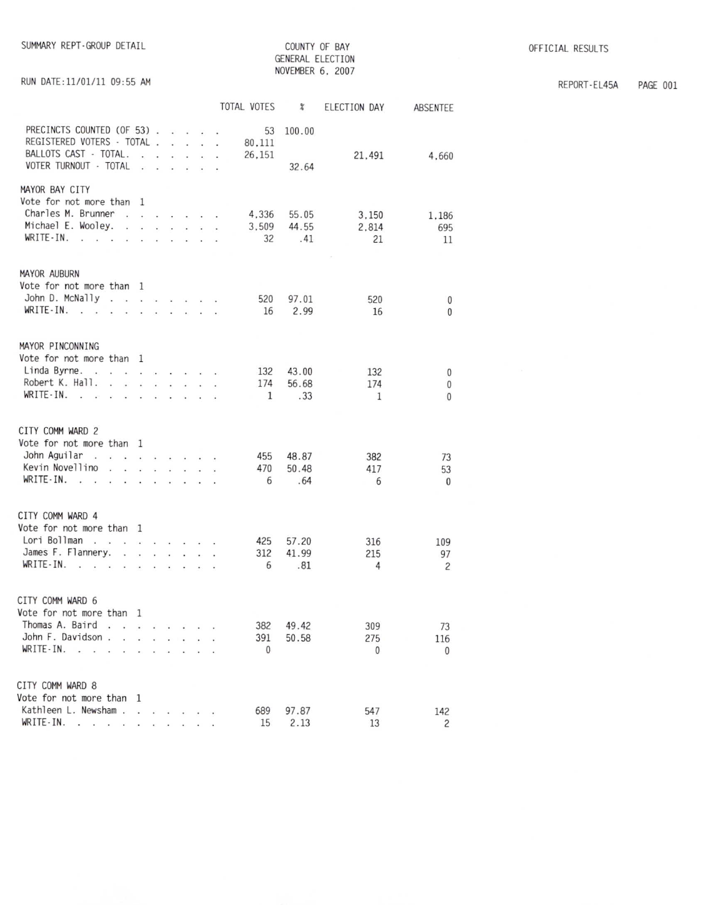SUMMARY REPT-GROUP DETAIL

# COUNTY OF BAY
## GENERAL ELECTION
## NOVEMBER 6, 2007

OFFICIAL RESULTS

RUN DATE:11/01/11 09:55 AM

REPORT-EL45A PAGE 001

| | TOTAL VOTES | % | ELECTION DAY | ABSENTEE |
|---|---|---|---|---|
| PRECINCTS COUNTED (OF 53) | 53 | 100.00 | | |
| REGISTERED VOTERS - TOTAL | 80,111 | | | |
| BALLOTS CAST - TOTAL | 26,151 | | 21,491 | 4,660 |
| VOTER TURNOUT - TOTAL | | 32.64 | | |

### MAYOR BAY CITY
Vote for not more than 1

| | TOTAL VOTES | % | ELECTION DAY | ABSENTEE |
|---|---|---|---|---|
| Charles M. Brunner | 4,336 | 55.05 | 3,150 | 1,186 |
| Michael E. Wooley | 3,509 | 44.55 | 2,814 | 695 |
| WRITE-IN | 32 | .41 | 21 | 11 |

### MAYOR AUBURN
Vote for not more than 1

| | TOTAL VOTES | % | ELECTION DAY | ABSENTEE |
|---|---|---|---|---|
| John D. McNally | 520 | 97.01 | 520 | 0 |
| WRITE-IN | 16 | 2.99 | 16 | 0 |

### MAYOR PINCONNING
Vote for not more than 1

| | TOTAL VOTES | % | ELECTION DAY | ABSENTEE |
|---|---|---|---|---|
| Linda Byrne | 132 | 43.00 | 132 | 0 |
| Robert K. Hall | 174 | 56.68 | 174 | 0 |
| WRITE-IN | 1 | .33 | 1 | 0 |

### CITY COMM WARD 2
Vote for not more than 1

| | TOTAL VOTES | % | ELECTION DAY | ABSENTEE |
|---|---|---|---|---|
| John Aguilar | 455 | 48.87 | 382 | 73 |
| Kevin Novellino | 470 | 50.48 | 417 | 53 |
| WRITE-IN | 6 | .64 | 6 | 0 |

### CITY COMM WARD 4
Vote for not more than 1

| | TOTAL VOTES | % | ELECTION DAY | ABSENTEE |
|---|---|---|---|---|
| Lori Bollman | 425 | 57.20 | 316 | 109 |
| James F. Flannery | 312 | 41.99 | 215 | 97 |
| WRITE-IN | 6 | .81 | 4 | 2 |

### CITY COMM WARD 6
Vote for not more than 1

| | TOTAL VOTES | % | ELECTION DAY | ABSENTEE |
|---|---|---|---|---|
| Thomas A. Baird | 382 | 49.42 | 309 | 73 |
| John F. Davidson | 391 | 50.58 | 275 | 116 |
| WRITE-IN | 0 | | 0 | 0 |

### CITY COMM WARD 8
Vote for not more than 1

| | TOTAL VOTES | % | ELECTION DAY | ABSENTEE |
|---|---|---|---|---|
| Kathleen L. Newsham | 689 | 97.87 | 547 | 142 |
| WRITE-IN | 15 | 2.13 | 13 | 2 |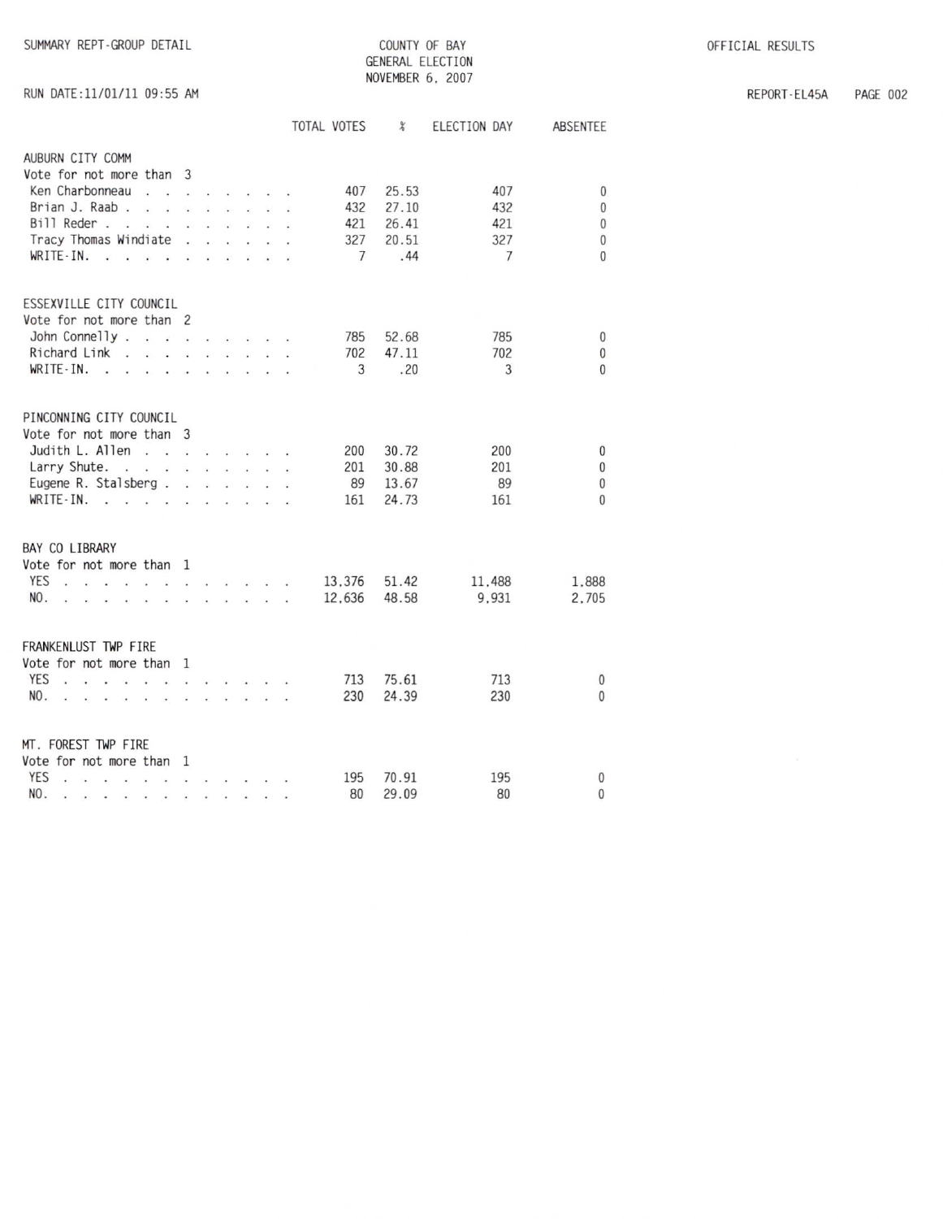SUMMARY REPT-GROUP DETAIL

COUNTY OF BAY
GENERAL ELECTION
NOVEMBER 6, 2007

OFFICIAL RESULTS

RUN DATE:11/01/11 09:55 AM

REPORT-EL45A

| | TOTAL VOTES | % | ELECTION DAY | ABSENTEE |
|---|---|---|---|---|
| **AUBURN CITY COMM** | | | | |
| Vote for not more than 3 | | | | |
| Ken Charbonneau | 407 | 25.53 | 407 | 0 |
| Brian J. Raab | 432 | 27.10 | 432 | 0 |
| Bill Reder | 421 | 26.41 | 421 | 0 |
| Tracy Thomas Windiate | 327 | 20.51 | 327 | 0 |
| WRITE-IN. | 7 | .44 | 7 | 0 |
| **ESSEXVILLE CITY COUNCIL** | | | | |
| Vote for not more than 2 | | | | |
| John Connelly | 785 | 52.68 | 785 | 0 |
| Richard Link | 702 | 47.11 | 702 | 0 |
| WRITE-IN. | 3 | .20 | 3 | 0 |
| **PINCONNING CITY COUNCIL** | | | | |
| Vote for not more than 3 | | | | |
| Judith L. Allen | 200 | 30.72 | 200 | 0 |
| Larry Shute. | 201 | 30.88 | 201 | 0 |
| Eugene R. Stalsberg | 89 | 13.67 | 89 | 0 |
| WRITE-IN. | 161 | 24.73 | 161 | 0 |
| **BAY CO LIBRARY** | | | | |
| Vote for not more than 1 | | | | |
| YES | 13,376 | 51.42 | 11,488 | 1,888 |
| NO. | 12,636 | 48.58 | 9,931 | 2,705 |
| **FRANKENLUST TWP FIRE** | | | | |
| Vote for not more than 1 | | | | |
| YES | 713 | 75.61 | 713 | 0 |
| NO. | 230 | 24.39 | 230 | 0 |
| **MT. FOREST TWP FIRE** | | | | |
| Vote for not more than 1 | | | | |
| YES | 195 | 70.91 | 195 | 0 |
| NO. | 80 | 29.09 | 80 | 0 |